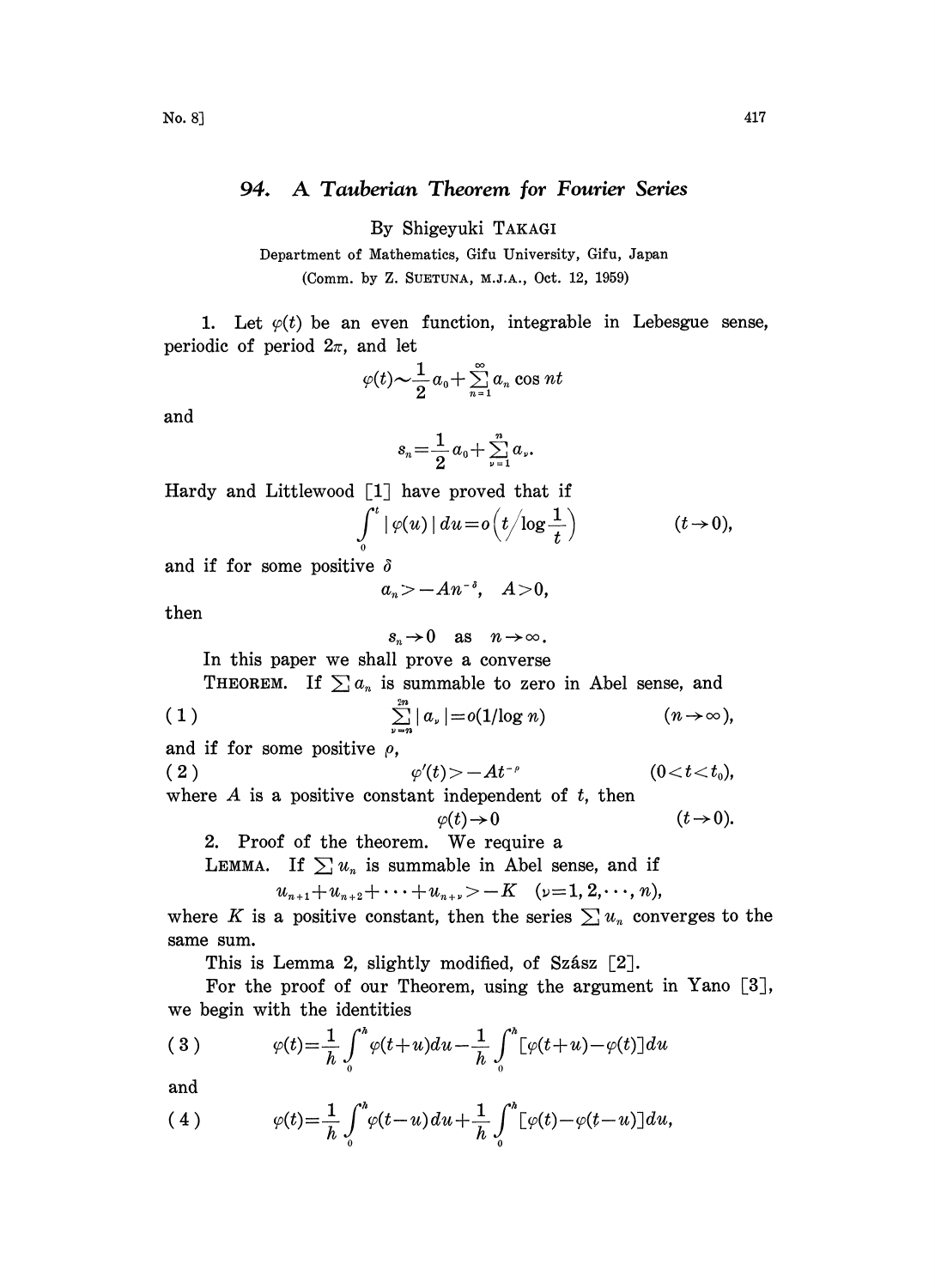# 94. A Tauberian Theorem for Fourier Series

By Shigeyuki TAKAGI

Department of Mathematics, Gifu University, Gifu, Japan

(Comm. by Z. SUETUNA, M.J.A., Oct. 12, 1959)

1. Let $\varphi(t)$ be an even function, integrable in Lebesgue sense, periodic of period $2\pi$, and let

$$\varphi(t) \sim \frac{1}{2}a_0 + \sum_{n=1}^{\infty} a_n \cos nt$$

and

$$s_n = \frac{1}{2}a_0 + \sum_{\nu=1}^{n} a_\nu.$$

Hardy and Littlewood [1] have proved that if

$$\int_0^t |\varphi(u)|\, du = o\left(t \Big/ \log \frac{1}{t}\right) \qquad (t \to 0),$$

and if for some positive $\delta$

$$a_n > -An^{-\delta}, \quad A > 0,$$

then

$$s_n \to 0 \quad \text{as} \quad n \to \infty.$$

In this paper we shall prove a converse

THEOREM. If $\sum a_n$ is summable to zero in Abel sense, and

$$\sum_{\nu=n}^{2n} |a_\nu| = o(1/\log n) \qquad (n \to \infty), \tag{1}$$

and if for some positive $\rho$,

$$\varphi'(t) > -At^{-\rho} \qquad (0 < t < t_0), \tag{2}$$

where $A$ is a positive constant independent of $t$, then

$$\varphi(t) \to 0 \qquad (t \to 0).$$

2. Proof of the theorem. We require a

LEMMA. If $\sum u_n$ is summable in Abel sense, and if

$$u_{n+1} + u_{n+2} + \cdots + u_{n+\nu} > -K \quad (\nu = 1, 2, \cdots, n),$$

where $K$ is a positive constant, then the series $\sum u_n$ converges to the same sum.

This is Lemma 2, slightly modified, of Szász [2].

For the proof of our Theorem, using the argument in Yano [3], we begin with the identities

$$\varphi(t) = \frac{1}{h}\int_0^h \varphi(t+u)du - \frac{1}{h}\int_0^h [\varphi(t+u) - \varphi(t)]du \tag{3}$$

and

$$\varphi(t) = \frac{1}{h}\int_0^h \varphi(t-u)du + \frac{1}{h}\int_0^h [\varphi(t) - \varphi(t-u)]du, \tag{4}$$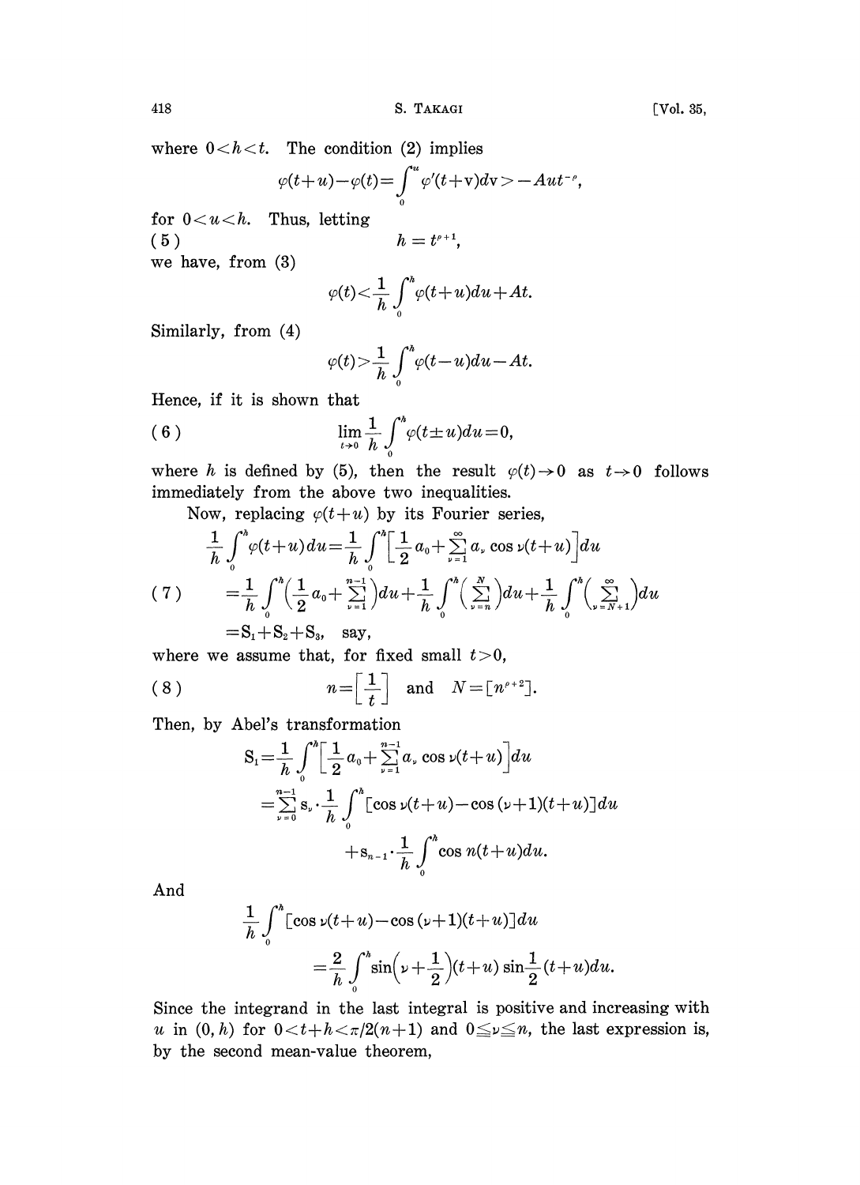where $0<h<t$. The condition (2) implies

$$\varphi(t+u)-\varphi(t)=\int_0^u \varphi'(t+\mathrm{v})d\mathrm{v}>-Aut^{-\rho},$$

for $0<u<h$. Thus, letting

$$h=t^{\rho+1}, \tag{5}$$

we have, from (3)

$$\varphi(t)<\frac{1}{h}\int_0^h \varphi(t+u)du+At.$$

Similarly, from (4)

$$\varphi(t)>\frac{1}{h}\int_0^h \varphi(t-u)du-At.$$

Hence, if it is shown that

$$\lim_{t\to 0}\frac{1}{h}\int_0^h \varphi(t\pm u)du=0, \tag{6}$$

where $h$ is defined by (5), then the result $\varphi(t)\to 0$ as $t\to 0$ follows immediately from the above two inequalities.

Now, replacing $\varphi(t+u)$ by its Fourier series,

$$\begin{aligned}
\frac{1}{h}\int_0^h \varphi(t+u)du &= \frac{1}{h}\int_0^h\Big[\frac{1}{2}a_0+\sum_{\nu=1}^{\infty}a_\nu\cos\nu(t+u)\Big]du \\
&= \frac{1}{h}\int_0^h\Big(\frac{1}{2}a_0+\sum_{\nu=1}^{n-1}\Big)du+\frac{1}{h}\int_0^h\Big(\sum_{\nu=n}^{N}\Big)du+\frac{1}{h}\int_0^h\Big(\sum_{\nu=N+1}^{\infty}\Big)du \qquad (7)\\
&= \mathrm{S}_1+\mathrm{S}_2+\mathrm{S}_3,\quad \text{say,}
\end{aligned}$$

where we assume that, for fixed small $t>0$,

$$n=\Big[\frac{1}{t}\Big]\quad\text{and}\quad N=[n^{\rho+2}]. \tag{8}$$

Then, by Abel's transformation

$$\begin{aligned}
\mathrm{S}_1 &= \frac{1}{h}\int_0^h\Big[\frac{1}{2}a_0+\sum_{\nu=1}^{n-1}a_\nu\cos\nu(t+u)\Big]du \\
&= \sum_{\nu=0}^{n-1}\mathrm{s}_\nu\cdot\frac{1}{h}\int_0^h[\cos\nu(t+u)-\cos(\nu+1)(t+u)]du \\
&\qquad\qquad +\mathrm{s}_{n-1}\cdot\frac{1}{h}\int_0^h\cos n(t+u)du.
\end{aligned}$$

And

$$\begin{aligned}
\frac{1}{h}\int_0^h&[\cos\nu(t+u)-\cos(\nu+1)(t+u)]du \\
&= \frac{2}{h}\int_0^h \sin\Big(\nu+\frac{1}{2}\Big)(t+u)\sin\frac{1}{2}(t+u)du.
\end{aligned}$$

Since the integrand in the last integral is positive and increasing with $u$ in $(0,h)$ for $0<t+h<\pi/2(n+1)$ and $0\leqq\nu\leqq n$, the last expression is, by the second mean-value theorem,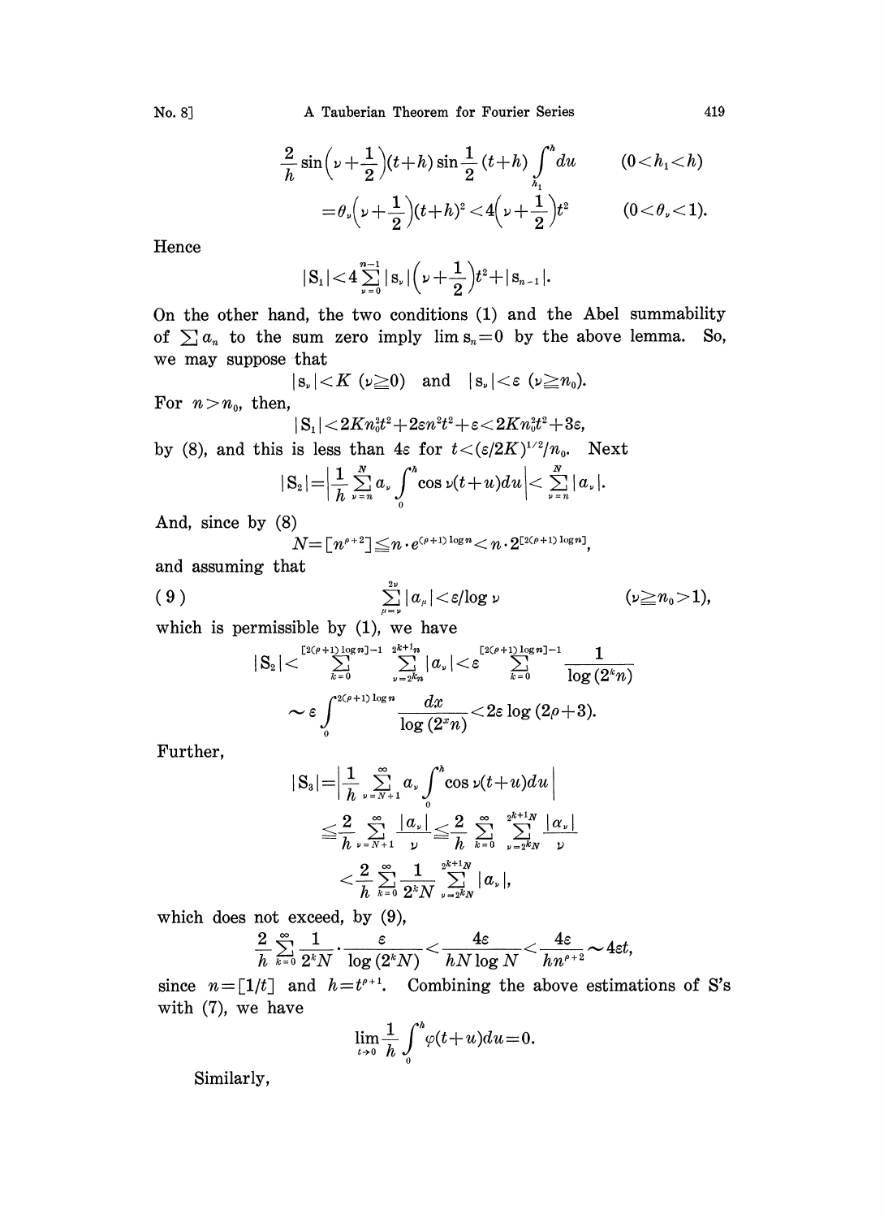$$\frac{2}{h}\sin\left(\nu+\frac{1}{2}\right)(t+h)\sin\frac{1}{2}(t+h)\int_{h_1}^{h}du \qquad (0<h_1<h)$$

$$=\theta_\nu\left(\nu+\frac{1}{2}\right)(t+h)^2<4\left(\nu+\frac{1}{2}\right)t^2 \qquad (0<\theta_\nu<1).$$

Hence

$$|S_1|<4\sum_{\nu=0}^{n-1}|s_\nu|\left(\nu+\frac{1}{2}\right)t^2+|s_{n-1}|.$$

On the other hand, the two conditions (1) and the Abel summability of $\sum a_n$ to the sum zero imply $\lim s_n=0$ by the above lemma. So, we may suppose that

$$|s_\nu|<K \ (\nu\geqq 0) \quad \text{and} \quad |s_\nu|<\varepsilon \ (\nu\geqq n_0).$$

For $n>n_0$, then,

$$|S_1|<2Kn_0^2t^2+2\varepsilon n^2t^2+\varepsilon<2Kn_0^2t^2+3\varepsilon,$$

by (8), and this is less than $4\varepsilon$ for $t<(\varepsilon/2K)^{1/2}/n_0$. Next

$$|S_2|=\left|\frac{1}{h}\sum_{\nu=n}^{N}a_\nu\int_0^h\cos\nu(t+u)du\right|<\sum_{\nu=n}^{N}|a_\nu|.$$

And, since by (8)

$$N=[n^{\rho+2}]\leqq n\cdot e^{(\rho+1)\log n}<n\cdot 2^{[2(\rho+1)\log n]},$$

and assuming that

$$\sum_{\mu=\nu}^{2\nu}|a_\mu|<\varepsilon/\log\nu \qquad (\nu\geqq n_0>1), \tag{9}$$

which is permissible by (1), we have

$$|S_2|<\sum_{k=0}^{[2(\rho+1)\log n]-1}\sum_{\nu=2^kn}^{2^{k+1}n}|a_\nu|<\varepsilon\sum_{k=0}^{[2(\rho+1)\log n]-1}\frac{1}{\log(2^kn)}$$

$$\sim\varepsilon\int_0^{2(\rho+1)\log n}\frac{dx}{\log(2^xn)}<2\varepsilon\log(2\rho+3).$$

Further,

$$|S_3|=\left|\frac{1}{h}\sum_{\nu=N+1}^{\infty}a_\nu\int_0^h\cos\nu(t+u)du\right|$$

$$\leqq\frac{2}{h}\sum_{\nu=N+1}^{\infty}\frac{|a_\nu|}{\nu}\leqq\frac{2}{h}\sum_{k=0}^{\infty}\sum_{\nu=2^kN}^{2^{k+1}N}\frac{|a_\nu|}{\nu}$$

$$<\frac{2}{h}\sum_{k=0}^{\infty}\frac{1}{2^kN}\sum_{\nu=2^kN}^{2^{k+1}N}|a_\nu|,$$

which does not exceed, by (9),

$$\frac{2}{h}\sum_{k=0}^{\infty}\frac{1}{2^kN}\cdot\frac{\varepsilon}{\log(2^kN)}<\frac{4\varepsilon}{hN\log N}<\frac{4\varepsilon}{hn^{\rho+2}}\sim 4\varepsilon t,$$

since $n=[1/t]$ and $h=t^{\rho+1}$. Combining the above estimations of S's with (7), we have

$$\lim_{t\to 0}\frac{1}{h}\int_0^h\varphi(t+u)du=0.$$

Similarly,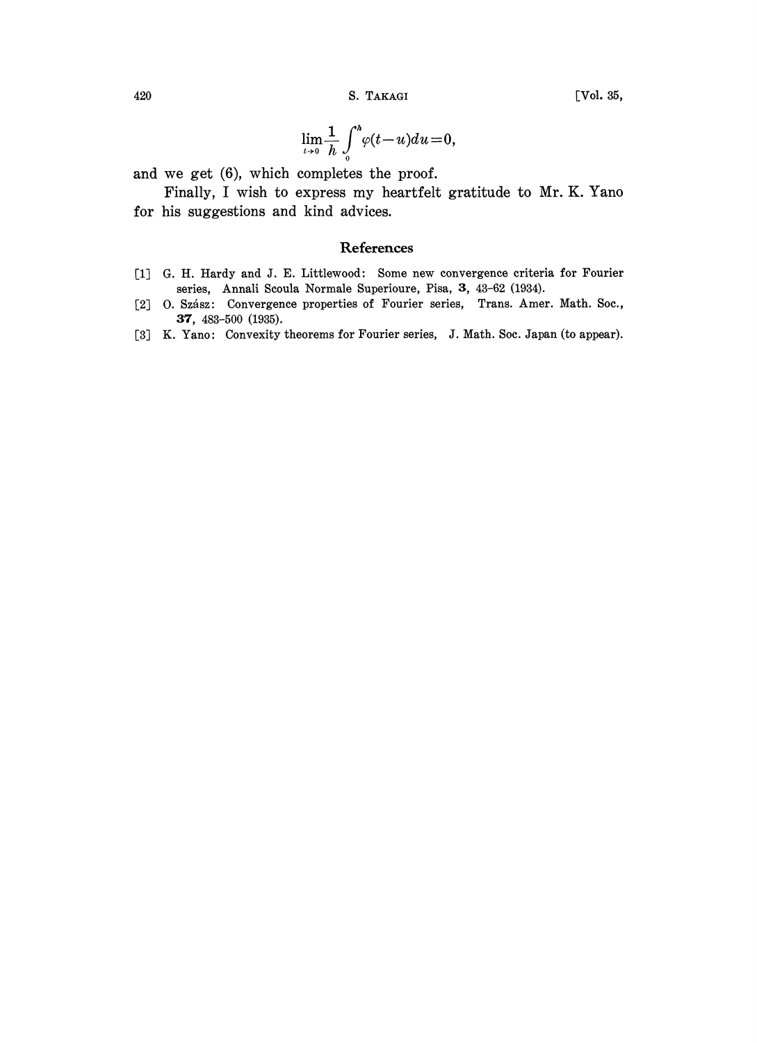$$\lim_{t\to 0}\frac{1}{h}\int_0^h \varphi(t-u)du=0,$$

and we get (6), which completes the proof.

Finally, I wish to express my heartfelt gratitude to Mr. K. Yano for his suggestions and kind advices.

## References

[1] G. H. Hardy and J. E. Littlewood: Some new convergence criteria for Fourier series, Annali Scoula Normale Superioure, Pisa, **3**, 43–62 (1934).

[2] O. Szász: Convergence properties of Fourier series, Trans. Amer. Math. Soc., **37**, 483–500 (1935).

[3] K. Yano: Convexity theorems for Fourier series, J. Math. Soc. Japan (to appear).